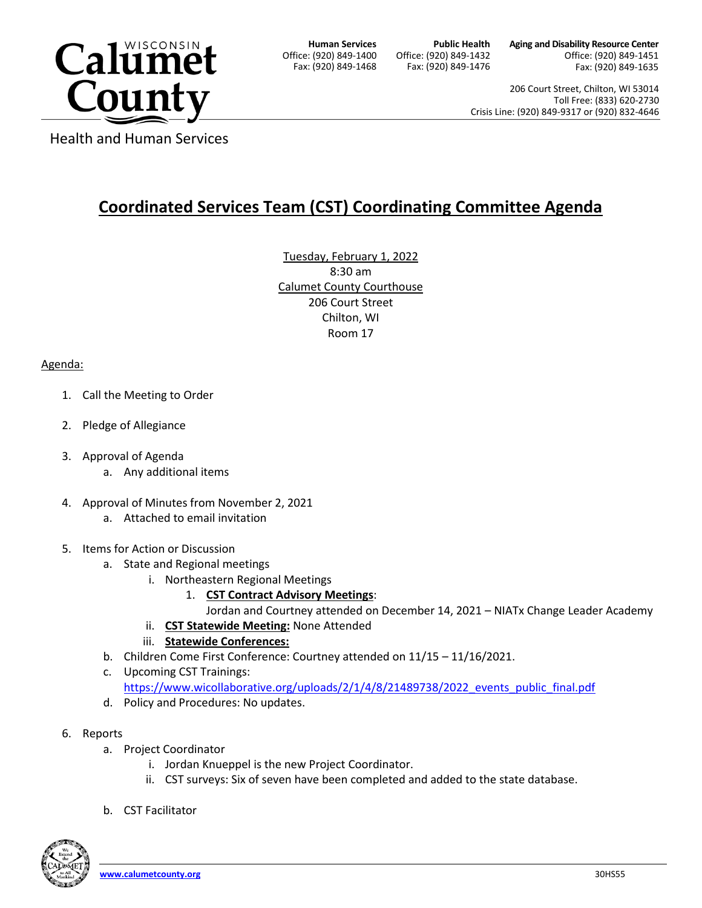Calumet County Wisconsin

Health and Human Services

**Human Services**
Office: (920) 849-1400
Fax: (920) 849-1468

**Public Health**
Office: (920) 849-1432
Fax: (920) 849-1476

**Aging and Disability Resource Center**
Office: (920) 849-1451
Fax: (920) 849-1635

206 Court Street, Chilton, WI 53014
Toll Free: (833) 620-2730
Crisis Line: (920) 849-9317 or (920) 832-4646

# Coordinated Services Team (CST) Coordinating Committee Agenda

Tuesday, February 1, 2022
8:30 am
Calumet County Courthouse
206 Court Street
Chilton, WI
Room 17

Agenda:

1. Call the Meeting to Order
2. Pledge of Allegiance
3. Approval of Agenda
   a. Any additional items
4. Approval of Minutes from November 2, 2021
   a. Attached to email invitation
5. Items for Action or Discussion
   a. State and Regional meetings
      i. Northeastern Regional Meetings
         1. **CST Contract Advisory Meetings**:
            Jordan and Courtney attended on December 14, 2021 – NIATx Change Leader Academy
      ii. **CST Statewide Meeting:** None Attended
      iii. **Statewide Conferences:**
   b. Children Come First Conference: Courtney attended on 11/15 – 11/16/2021.
   c. Upcoming CST Trainings:
      https://www.wicollaborative.org/uploads/2/1/4/8/21489738/2022_events_public_final.pdf
   d. Policy and Procedures: No updates.
6. Reports
   a. Project Coordinator
      i. Jordan Knueppel is the new Project Coordinator.
      ii. CST surveys: Six of seven have been completed and added to the state database.
   b. CST Facilitator

www.calumetcounty.org 30HS55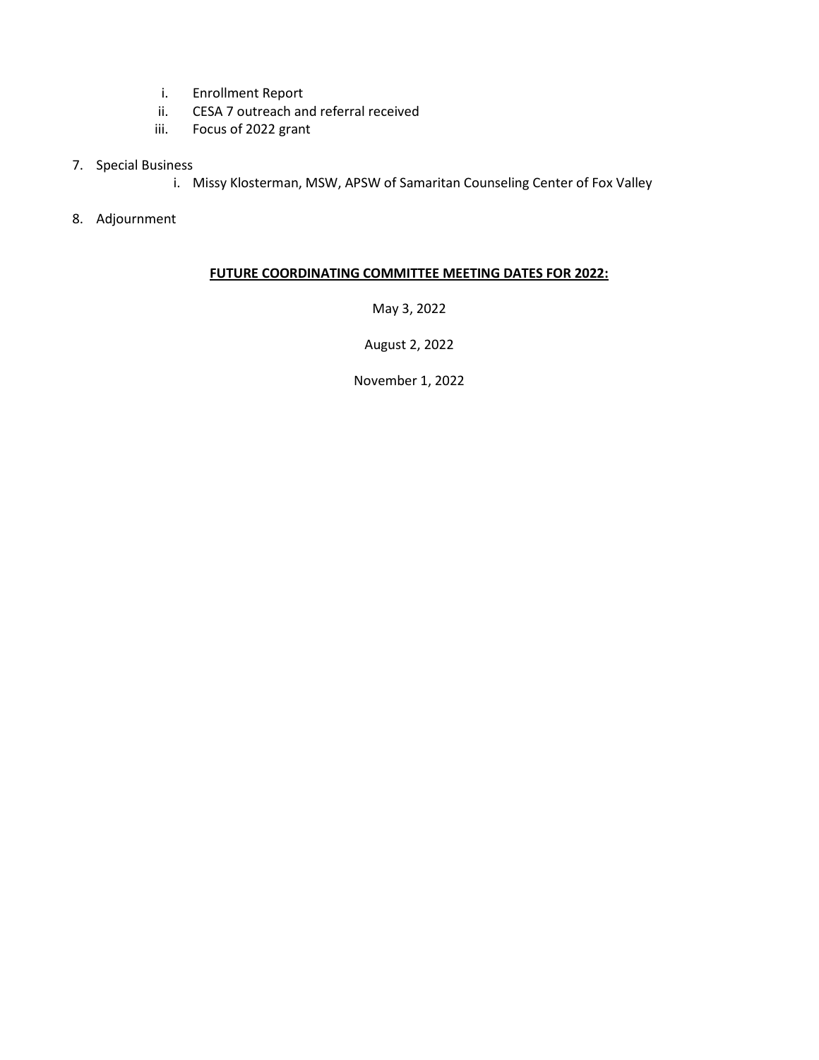i. Enrollment Report
   ii. CESA 7 outreach and referral received
   iii. Focus of 2022 grant

7. Special Business
   i. Missy Klosterman, MSW, APSW of Samaritan Counseling Center of Fox Valley

8. Adjournment

**FUTURE COORDINATING COMMITTEE MEETING DATES FOR 2022:**

May 3, 2022

August 2, 2022

November 1, 2022